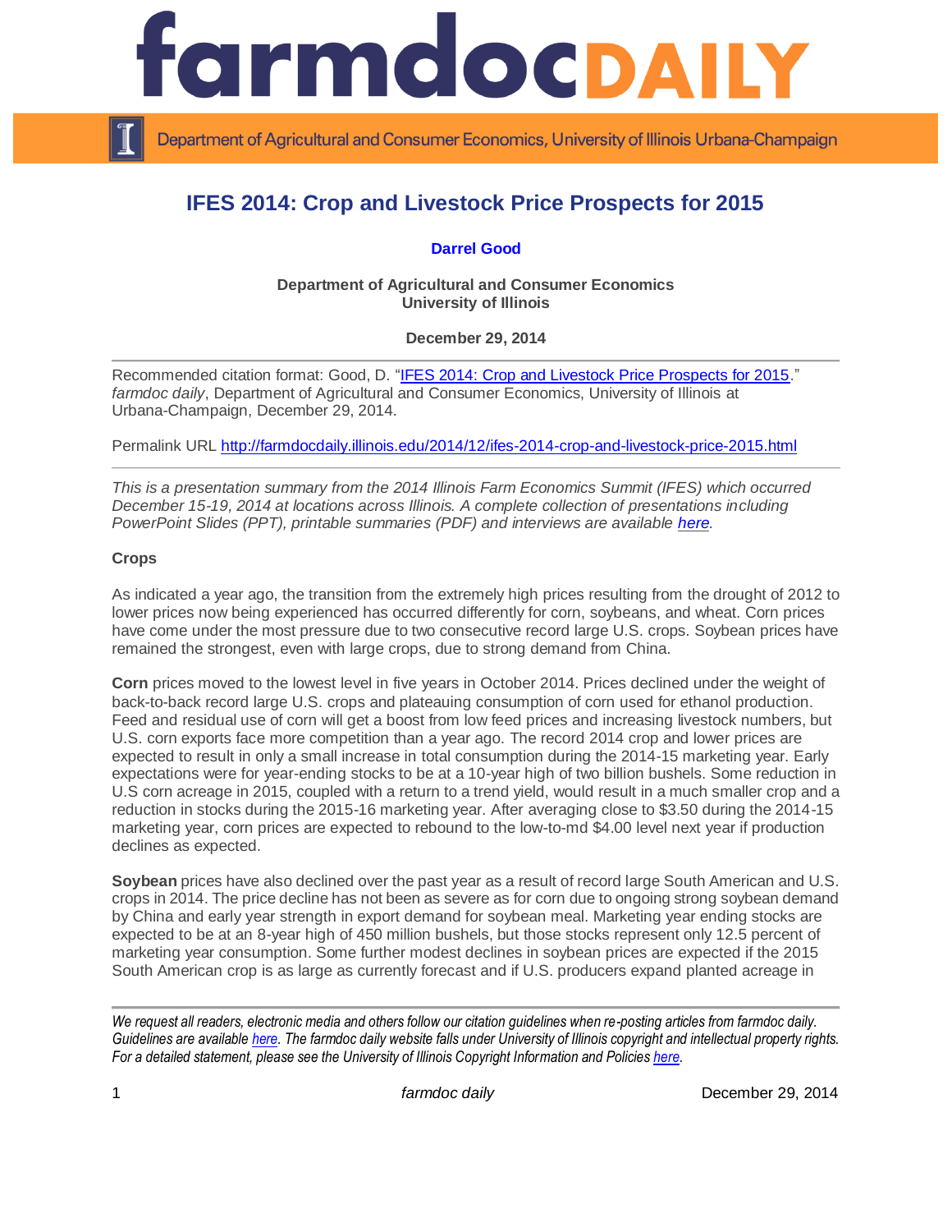# IFES 2014: Crop and Livestock Price Prospects for 2015

**Darrel Good**

**Department of Agricultural and Consumer Economics**
**University of Illinois**

**December 29, 2014**

Recommended citation format: Good, D. "[IFES 2014: Crop and Livestock Price Prospects for 2015](http://farmdocdaily.illinois.edu/2014/12/ifes-2014-crop-and-livestock-price-2015.html)." *farmdoc daily*, Department of Agricultural and Consumer Economics, University of Illinois at Urbana-Champaign, December 29, 2014.

Permalink URL http://farmdocdaily.illinois.edu/2014/12/ifes-2014-crop-and-livestock-price-2015.html

*This is a presentation summary from the 2014 Illinois Farm Economics Summit (IFES) which occurred December 15-19, 2014 at locations across Illinois. A complete collection of presentations including PowerPoint Slides (PPT), printable summaries (PDF) and interviews are available here.*

### Crops

As indicated a year ago, the transition from the extremely high prices resulting from the drought of 2012 to lower prices now being experienced has occurred differently for corn, soybeans, and wheat. Corn prices have come under the most pressure due to two consecutive record large U.S. crops. Soybean prices have remained the strongest, even with large crops, due to strong demand from China.

**Corn** prices moved to the lowest level in five years in October 2014. Prices declined under the weight of back-to-back record large U.S. crops and plateauing consumption of corn used for ethanol production. Feed and residual use of corn will get a boost from low feed prices and increasing livestock numbers, but U.S. corn exports face more competition than a year ago. The record 2014 crop and lower prices are expected to result in only a small increase in total consumption during the 2014-15 marketing year. Early expectations were for year-ending stocks to be at a 10-year high of two billion bushels. Some reduction in U.S corn acreage in 2015, coupled with a return to a trend yield, would result in a much smaller crop and a reduction in stocks during the 2015-16 marketing year. After averaging close to $3.50 during the 2014-15 marketing year, corn prices are expected to rebound to the low-to-md $4.00 level next year if production declines as expected.

**Soybean** prices have also declined over the past year as a result of record large South American and U.S. crops in 2014. The price decline has not been as severe as for corn due to ongoing strong soybean demand by China and early year strength in export demand for soybean meal. Marketing year ending stocks are expected to be at an 8-year high of 450 million bushels, but those stocks represent only 12.5 percent of marketing year consumption. Some further modest declines in soybean prices are expected if the 2015 South American crop is as large as currently forecast and if U.S. producers expand planted acreage in

*We request all readers, electronic media and others follow our citation guidelines when re-posting articles from farmdoc daily. Guidelines are available here. The farmdoc daily website falls under University of Illinois copyright and intellectual property rights. For a detailed statement, please see the University of Illinois Copyright Information and Policies here.*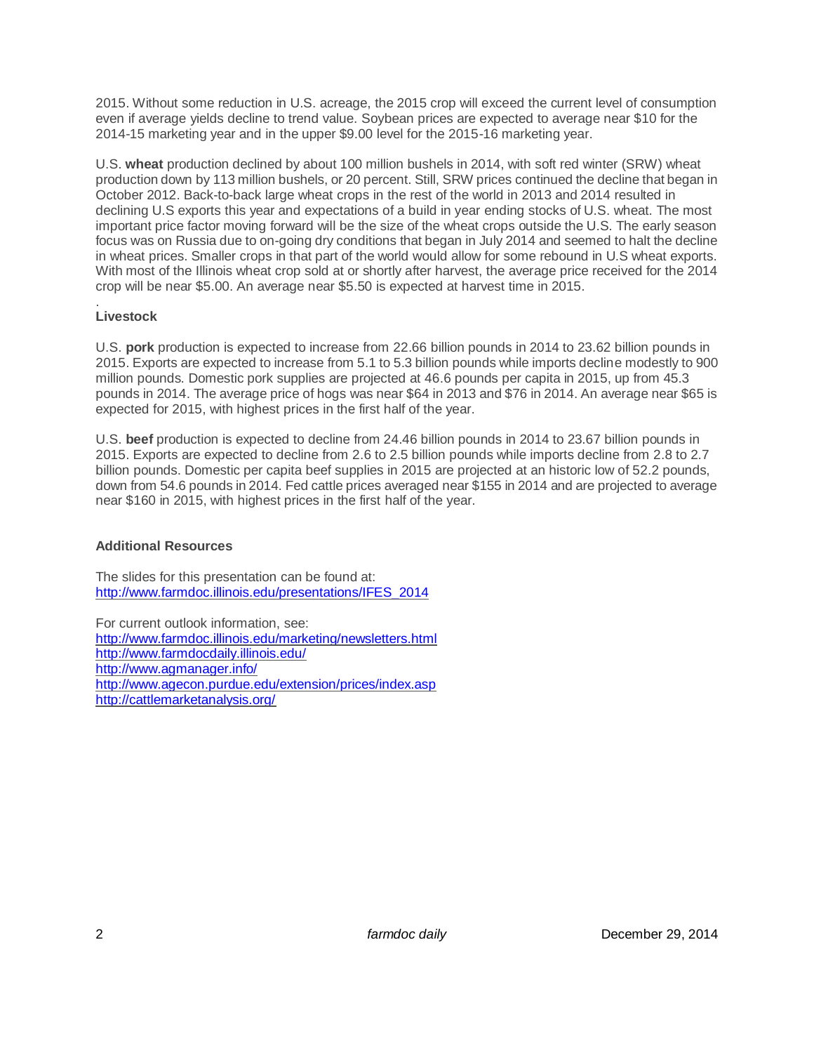2015. Without some reduction in U.S. acreage, the 2015 crop will exceed the current level of consumption even if average yields decline to trend value. Soybean prices are expected to average near $10 for the 2014-15 marketing year and in the upper $9.00 level for the 2015-16 marketing year.

U.S. **wheat** production declined by about 100 million bushels in 2014, with soft red winter (SRW) wheat production down by 113 million bushels, or 20 percent. Still, SRW prices continued the decline that began in October 2012. Back-to-back large wheat crops in the rest of the world in 2013 and 2014 resulted in declining U.S exports this year and expectations of a build in year ending stocks of U.S. wheat. The most important price factor moving forward will be the size of the wheat crops outside the U.S. The early season focus was on Russia due to on-going dry conditions that began in July 2014 and seemed to halt the decline in wheat prices. Smaller crops in that part of the world would allow for some rebound in U.S wheat exports. With most of the Illinois wheat crop sold at or shortly after harvest, the average price received for the 2014 crop will be near $5.00. An average near $5.50 is expected at harvest time in 2015.

.

**Livestock**

U.S. **pork** production is expected to increase from 22.66 billion pounds in 2014 to 23.62 billion pounds in 2015. Exports are expected to increase from 5.1 to 5.3 billion pounds while imports decline modestly to 900 million pounds. Domestic pork supplies are projected at 46.6 pounds per capita in 2015, up from 45.3 pounds in 2014. The average price of hogs was near $64 in 2013 and $76 in 2014. An average near $65 is expected for 2015, with highest prices in the first half of the year.

U.S. **beef** production is expected to decline from 24.46 billion pounds in 2014 to 23.67 billion pounds in 2015. Exports are expected to decline from 2.6 to 2.5 billion pounds while imports decline from 2.8 to 2.7 billion pounds. Domestic per capita beef supplies in 2015 are projected at an historic low of 52.2 pounds, down from 54.6 pounds in 2014. Fed cattle prices averaged near $155 in 2014 and are projected to average near $160 in 2015, with highest prices in the first half of the year.

**Additional Resources**

The slides for this presentation can be found at:
http://www.farmdoc.illinois.edu/presentations/IFES_2014

For current outlook information, see:
http://www.farmdoc.illinois.edu/marketing/newsletters.html
http://www.farmdocdaily.illinois.edu/
http://www.agmanager.info/
http://www.agecon.purdue.edu/extension/prices/index.asp
http://cattlemarketanalysis.org/